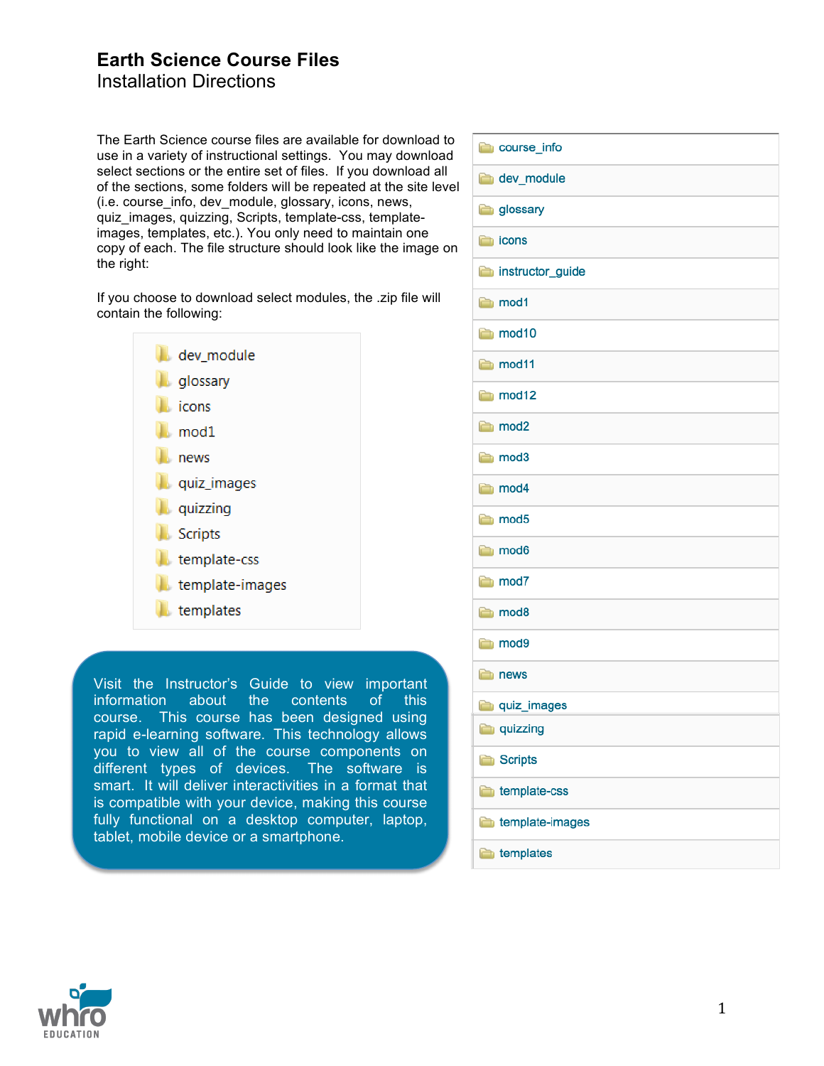# Earth Science Course Files

## Installation Directions

The Earth Science course files are available for download to use in a variety of instructional settings. You may download select sections or the entire set of files. If you download all of the sections, some folders will be repeated at the site level (i.e. course_info, dev_module, glossary, icons, news, quiz_images, quizzing, Scripts, template-css, template-images, templates, etc.). You only need to maintain one copy of each. The file structure should look like the image on the right:

- course_info
- dev_module
- glossary
- icons
- instructor_guide
- mod1
- mod10
- mod11
- mod12
- mod2
- mod3
- mod4
- mod5
- mod6
- mod7
- mod8
- mod9
- news
- quiz_images
- quizzing
- Scripts
- template-css
- template-images
- templates

If you choose to download select modules, the .zip file will contain the following:

- dev_module
- glossary
- icons
- mod1
- news
- quiz_images
- quizzing
- Scripts
- template-css
- template-images
- templates

Visit the Instructor's Guide to view important information about the contents of this course. This course has been designed using rapid e-learning software. This technology allows you to view all of the course components on different types of devices. The software is smart. It will deliver interactivities in a format that is compatible with your device, making this course fully functional on a desktop computer, laptop, tablet, mobile device or a smartphone.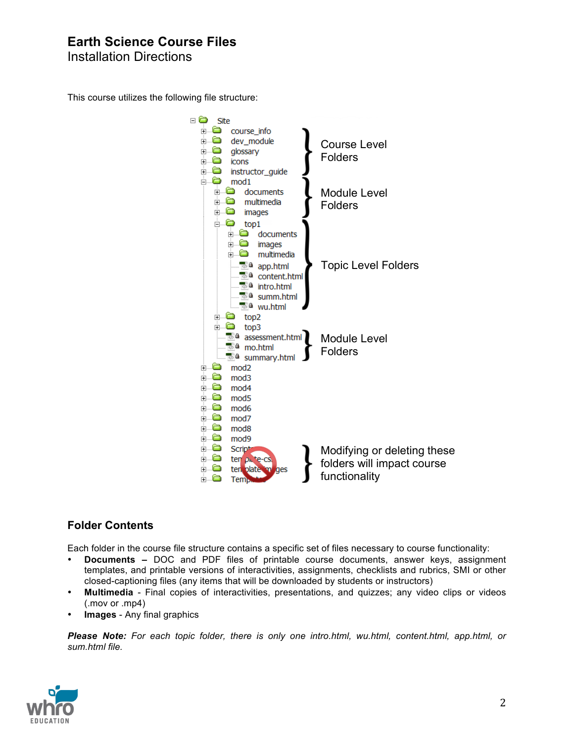## Earth Science Course Files

Installation Directions

This course utilizes the following file structure:

```
Site
├── course_info          ┐
├── dev_module           │
├── glossary             │ Course Level Folders
├── icons                │
├── instructor_guide     ┘
├── mod1
│   ├── documents        ┐
│   ├── multimedia       │ Module Level Folders
│   ├── images           ┘
│   ├── top1             ┐
│   │   ├── documents    │
│   │   ├── images       │
│   │   ├── multimedia   │
│   │   ├── app.html     │ Topic Level Folders
│   │   ├── content.html │
│   │   ├── intro.html   │
│   │   ├── summ.html    │
│   │   └── wu.html      ┘
│   ├── top2
│   ├── top3
│   ├── assessment.html  ┐
│   ├── mo.html          │ Module Level Folders
│   └── summary.html     ┘
├── mod2
├── mod3
├── mod4
├── mod5
├── mod6
├── mod7
├── mod8
├── mod9
├── Scripts              ┐
├── template-css         │ Modifying or deleting these folders
├── template-images      │ will impact course functionality
└── Templates            ┘
```

### Folder Contents

Each folder in the course file structure contains a specific set of files necessary to course functionality:

- **Documents** – DOC and PDF files of printable course documents, answer keys, assignment templates, and printable versions of interactivities, assignments, checklists and rubrics, SMI or other closed-captioning files (any items that will be downloaded by students or instructors)
- **Multimedia** - Final copies of interactivities, presentations, and quizzes; any video clips or videos (.mov or .mp4)
- **Images** - Any final graphics

***Please Note:*** *For each topic folder, there is only one intro.html, wu.html, content.html, app.html, or sum.html file.*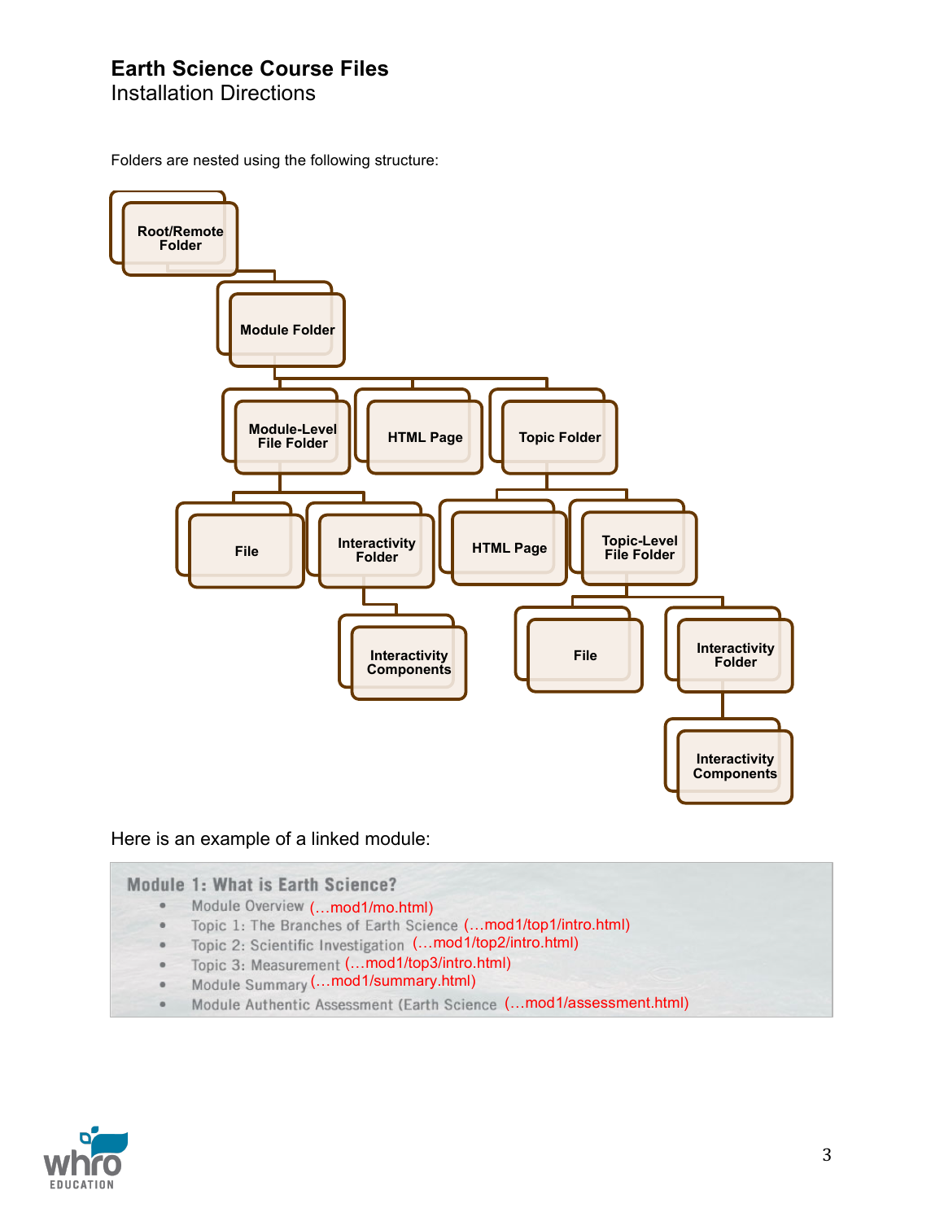**Earth Science Course Files**
Installation Directions

Folders are nested using the following structure:

Root/Remote Folder

Module Folder

Module-Level File Folder

HTML Page

Topic Folder

File

Interactivity Folder

HTML Page

Topic-Level File Folder

Interactivity Components

File

Interactivity Folder

Interactivity Components

Here is an example of a linked module:

**Module 1: What is Earth Science?**

- Module Overview (…mod1/mo.html)
- Topic 1: The Branches of Earth Science (…mod1/top1/intro.html)
- Topic 2: Scientific Investigation (…mod1/top2/intro.html)
- Topic 3: Measurement (…mod1/top3/intro.html)
- Module Summary (…mod1/summary.html)
- Module Authentic Assessment (Earth Science (…mod1/assessment.html)